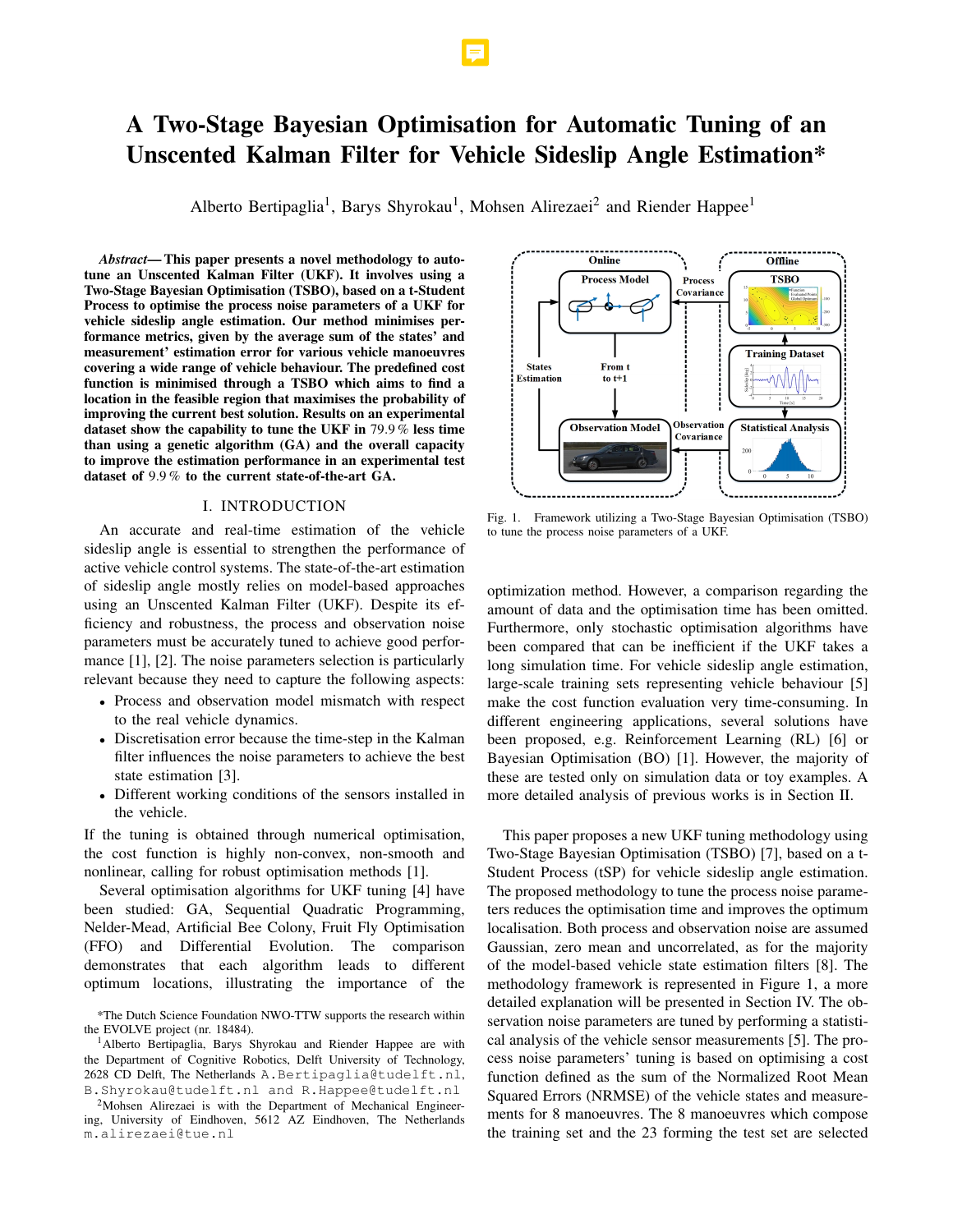# A Two-Stage Bayesian Optimisation for Automatic Tuning of an Unscented Kalman Filter for Vehicle Sideslip Angle Estimation*

Alberto Bertipaglia[1], Barys Shyrokau[1], Mohsen Alirezaei[2] and Riender Happee[1]

***Abstract*— This paper presents a novel methodology to auto-tune an Unscented Kalman Filter (UKF). It involves using a Two-Stage Bayesian Optimisation (TSBO), based on a t-Student Process to optimise the process noise parameters of a UKF for vehicle sideslip angle estimation. Our method minimises performance metrics, given by the average sum of the states' and measurement' estimation error for various vehicle manoeuvres covering a wide range of vehicle behaviour. The predefined cost function is minimised through a TSBO which aims to find a location in the feasible region that maximises the probability of improving the current best solution. Results on an experimental dataset show the capability to tune the UKF in 79.9 % less time than using a genetic algorithm (GA) and the overall capacity to improve the estimation performance in an experimental test dataset of 9.9 % to the current state-of-the-art GA.**

## I. INTRODUCTION

An accurate and real-time estimation of the vehicle sideslip angle is essential to strengthen the performance of active vehicle control systems. The state-of-the-art estimation of sideslip angle mostly relies on model-based approaches using an Unscented Kalman Filter (UKF). Despite its efficiency and robustness, the process and observation noise parameters must be accurately tuned to achieve good performance [1], [2]. The noise parameters selection is particularly relevant because they need to capture the following aspects:

- Process and observation model mismatch with respect to the real vehicle dynamics.
- Discretisation error because the time-step in the Kalman filter influences the noise parameters to achieve the best state estimation [3].
- Different working conditions of the sensors installed in the vehicle.

If the tuning is obtained through numerical optimisation, the cost function is highly non-convex, non-smooth and nonlinear, calling for robust optimisation methods [1].

Several optimisation algorithms for UKF tuning [4] have been studied: GA, Sequential Quadratic Programming, Nelder-Mead, Artificial Bee Colony, Fruit Fly Optimisation (FFO) and Differential Evolution. The comparison demonstrates that each algorithm leads to different optimum locations, illustrating the importance of the optimization method. However, a comparison regarding the amount of data and the optimisation time has been omitted. Furthermore, only stochastic optimisation algorithms have been compared that can be inefficient if the UKF takes a long simulation time. For vehicle sideslip angle estimation, large-scale training sets representing vehicle behaviour [5] make the cost function evaluation very time-consuming. In different engineering applications, several solutions have been proposed, e.g. Reinforcement Learing (RL) [6] or Bayesian Optimisation (BO) [1]. However, the majority of these are tested only on simulation data or toy examples. A more detailed analysis of previous works is in Section II.

Fig. 1. Framework utilizing a Two-Stage Bayesian Optimisation (TSBO) to tune the process noise parameters of a UKF.

This paper proposes a new UKF tuning methodology using Two-Stage Bayesian Optimisation (TSBO) [7], based on a t-Student Process (tSP) for vehicle sideslip angle estimation. The proposed methodology to tune the process noise parameters reduces the optimisation time and improves the optimum localisation. Both process and observation noise are assumed Gaussian, zero mean and uncorrelated, as for the majority of the model-based vehicle state estimation filters [8]. The methodology framework is represented in Figure 1, a more detailed explanation will be presented in Section IV. The observation noise parameters are tuned by performing a statistical analysis of the vehicle sensor measurements [5]. The process noise parameters' tuning is based on optimising a cost function defined as the sum of the Normalized Root Mean Squared Errors (NRMSE) of the vehicle states and measurements for 8 manoeuvres. The 8 manoeuvres which compose the training set and the 23 forming the test set are selected

*The Dutch Science Foundation NWO-TTW supports the research within the EVOLVE project (nr. 18484).

[1]Alberto Bertipaglia, Barys Shyrokau and Riender Happee are with the Department of Cognitive Robotics, Delft University of Technology, 2628 CD Delft, The Netherlands A.Bertipaglia@tudelft.nl, B.Shyrokau@tudelft.nl and R.Happee@tudelft.nl

[2]Mohsen Alirezaei is with the Department of Mechanical Engineering, University of Eindhoven, 5612 AZ Eindhoven, The Netherlands m.alirezaei@tue.nl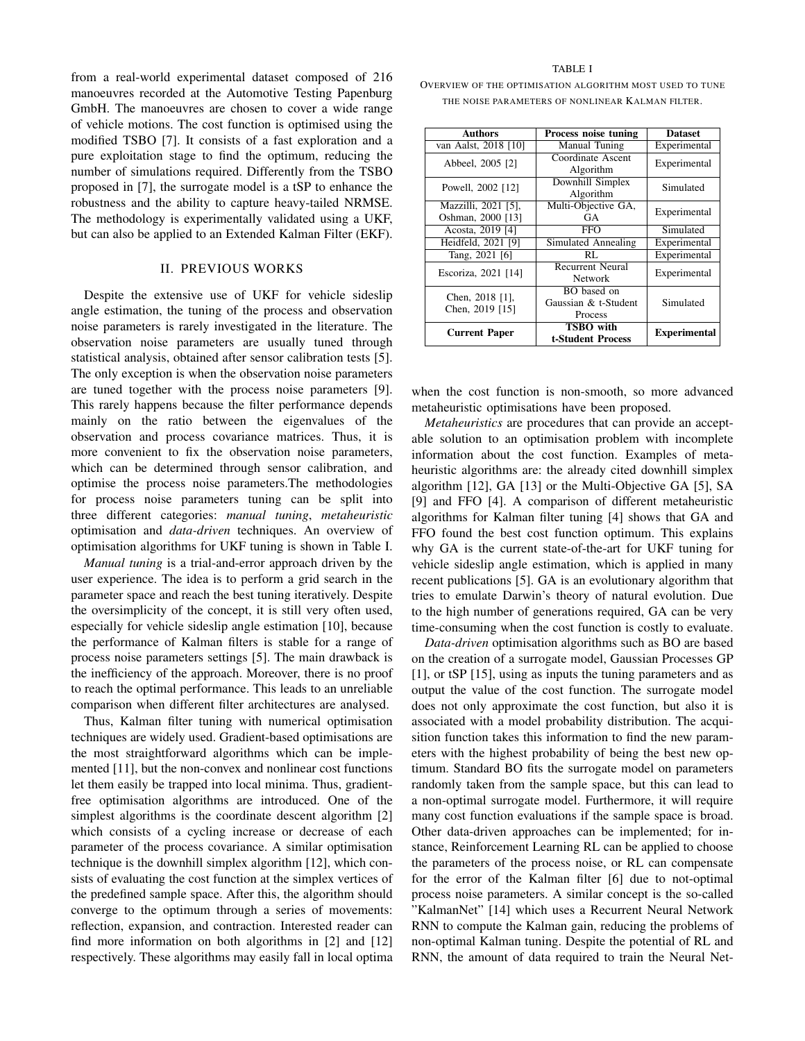from a real-world experimental dataset composed of 216 manoeuvres recorded at the Automotive Testing Papenburg GmbH. The manoeuvres are chosen to cover a wide range of vehicle motions. The cost function is optimised using the modified TSBO [7]. It consists of a fast exploration and a pure exploitation stage to find the optimum, reducing the number of simulations required. Differently from the TSBO proposed in [7], the surrogate model is a tSP to enhance the robustness and the ability to capture heavy-tailed NRMSE. The methodology is experimentally validated using a UKF, but can also be applied to an Extended Kalman Filter (EKF).

## II. PREVIOUS WORKS

Despite the extensive use of UKF for vehicle sideslip angle estimation, the tuning of the process and observation noise parameters is rarely investigated in the literature. The observation noise parameters are usually tuned through statistical analysis, obtained after sensor calibration tests [5]. The only exception is when the observation noise parameters are tuned together with the process noise parameters [9]. This rarely happens because the filter performance depends mainly on the ratio between the eigenvalues of the observation and process covariance matrices. Thus, it is more convenient to fix the observation noise parameters, which can be determined through sensor calibration, and optimise the process noise parameters.The methodologies for process noise parameters tuning can be split into three different categories: *manual tuning*, *metaheuristic* optimisation and *data-driven* techniques. An overview of optimisation algorithms for UKF tuning is shown in Table I.

TABLE I

OVERVIEW OF THE OPTIMISATION ALGORITHM MOST USED TO TUNE THE NOISE PARAMETERS OF NONLINEAR KALMAN FILTER.

| Authors | Process noise tuning | Dataset |
|---|---|---|
| van Aalst, 2018 [10] | Manual Tuning | Experimental |
| Abbeel, 2005 [2] | Coordinate Ascent Algorithm | Experimental |
| Powell, 2002 [12] | Downhill Simplex Algorithm | Simulated |
| Mazzilli, 2021 [5], Oshman, 2000 [13] | Multi-Objective GA, GA | Experimental |
| Acosta, 2019 [4] | FFO | Simulated |
| Heidfeld, 2021 [9] | Simulated Annealing | Experimental |
| Tang, 2021 [6] | RL | Experimental |
| Escoriza, 2021 [14] | Recurrent Neural Network | Experimental |
| Chen, 2018 [1], Chen, 2019 [15] | BO based on Gaussian & t-Student Process | Simulated |
| **Current Paper** | **TSBO with t-Student Process** | **Experimental** |

*Manual tuning* is a trial-and-error approach driven by the user experience. The idea is to perform a grid search in the parameter space and reach the best tuning iteratively. Despite the oversimplicity of the concept, it is still very often used, especially for vehicle sideslip angle estimation [10], because the performance of Kalman filters is stable for a range of process noise parameters settings [5]. The main drawback is the inefficiency of the approach. Moreover, there is no proof to reach the optimal performance. This leads to an unreliable comparison when different filter architectures are analysed.

Thus, Kalman filter tuning with numerical optimisation techniques are widely used. Gradient-based optimisations are the most straightforward algorithms which can be implemented [11], but the non-convex and nonlinear cost functions let them easily be trapped into local minima. Thus, gradient-free optimisation algorithms are introduced. One of the simplest algorithms is the coordinate descent algorithm [2] which consists of a cycling increase or decrease of each parameter of the process covariance. A similar optimisation technique is the downhill simplex algorithm [12], which consists of evaluating the cost function at the simplex vertices of the predefined sample space. After this, the algorithm should converge to the optimum through a series of movements: reflection, expansion, and contraction. Interested reader can find more information on both algorithms in [2] and [12] respectively. These algorithms may easily fall in local optima when the cost function is non-smooth, so more advanced metaheuristic optimisations have been proposed.

*Metaheuristics* are procedures that can provide an acceptable solution to an optimisation problem with incomplete information about the cost function. Examples of metaheuristic algorithms are: the already cited downhill simplex algorithm [12], GA [13] or the Multi-Objective GA [5], SA [9] and FFO [4]. A comparison of different metaheuristic algorithms for Kalman filter tuning [4] shows that GA and FFO found the best cost function optimum. This explains why GA is the current state-of-the-art for UKF tuning for vehicle sideslip angle estimation, which is applied in many recent publications [5]. GA is an evolutionary algorithm that tries to emulate Darwin's theory of natural evolution. Due to the high number of generations required, GA can be very time-consuming when the cost function is costly to evaluate.

*Data-driven* optimisation algorithms such as BO are based on the creation of a surrogate model, Gaussian Processes GP [1], or tSP [15], using as inputs the tuning parameters and as output the value of the cost function. The surrogate model does not only approximate the cost function, but also it is associated with a model probability distribution. The acquisition function takes this information to find the new parameters with the highest probability of being the best new optimum. Standard BO fits the surrogate model on parameters randomly taken from the sample space, but this can lead to a non-optimal surrogate model. Furthermore, it will require many cost function evaluations if the sample space is broad. Other data-driven approaches can be implemented; for instance, Reinforcement Learning RL can be applied to choose the parameters of the process noise, or RL can compensate for the error of the Kalman filter [6] due to not-optimal process noise parameters. A similar concept is the so-called "KalmanNet" [14] which uses a Recurrent Neural Network RNN to compute the Kalman gain, reducing the problems of non-optimal Kalman tuning. Despite the potential of RL and RNN, the amount of data required to train the Neural Net-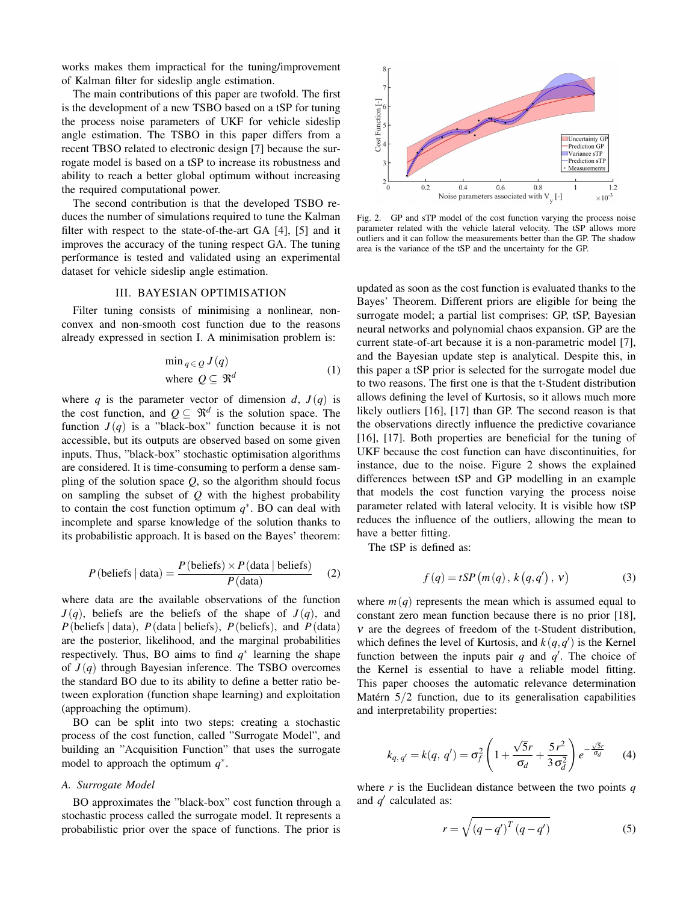works makes them impractical for the tuning/improvement of Kalman filter for sideslip angle estimation.

The main contributions of this paper are twofold. The first is the development of a new TSBO based on a tSP for tuning the process noise parameters of UKF for vehicle sideslip angle estimation. The TSBO in this paper differs from a recent TBSO related to electronic design [7] because the surrogate model is based on a tSP to increase its robustness and ability to reach a better global optimum without increasing the required computational power.

The second contribution is that the developed TSBO reduces the number of simulations required to tune the Kalman filter with respect to the state-of-the-art GA [4], [5] and it improves the accuracy of the tuning respect GA. The tuning performance is tested and validated using an experimental dataset for vehicle sideslip angle estimation.

## III. Bayesian Optimisation

Filter tuning consists of minimising a nonlinear, non-convex and non-smooth cost function due to the reasons already expressed in section I. A minimisation problem is:

$$\begin{aligned} &\min_{q \in Q} J(q) \\ &\text{where } Q \subseteq \Re^d \end{aligned} \tag{1}$$

where $q$ is the parameter vector of dimension $d$, $J(q)$ is the cost function, and $Q \subseteq \Re^d$ is the solution space. The function $J(q)$ is a "black-box" function because it is not accessible, but its outputs are observed based on some given inputs. Thus, "black-box" stochastic optimisation algorithms are considered. It is time-consuming to perform a dense sampling of the solution space $Q$, so the algorithm should focus on sampling the subset of $Q$ with the highest probability to contain the cost function optimum $q^*$. BO can deal with incomplete and sparse knowledge of the solution thanks to its probabilistic approach. It is based on the Bayes' theorem:

$$P(\text{beliefs} \mid \text{data}) = \frac{P(\text{beliefs}) \times P(\text{data} \mid \text{beliefs})}{P(\text{data})} \tag{2}$$

where data are the available observations of the function $J(q)$, beliefs are the beliefs of the shape of $J(q)$, and $P(\text{beliefs} \mid \text{data})$, $P(\text{data} \mid \text{beliefs})$, $P(\text{beliefs})$, and $P(\text{data})$ are the posterior, likelihood, and the marginal probabilities respectively. Thus, BO aims to find $q^*$ learning the shape of $J(q)$ through Bayesian inference. The TSBO overcomes the standard BO due to its ability to define a better ratio between exploration (function shape learning) and exploitation (approaching the optimum).

BO can be split into two steps: creating a stochastic process of the cost function, called "Surrogate Model", and building an "Acquisition Function" that uses the surrogate model to approach the optimum $q^*$.

### *A. Surrogate Model*

BO approximates the "black-box" cost function through a stochastic process called the surrogate model. It represents a probabilistic prior over the space of functions. The prior is updated as soon as the cost function is evaluated thanks to the Bayes' Theorem. Different priors are eligible for being the surrogate model; a partial list comprises: GP, tSP, Bayesian neural networks and polynomial chaos expansion. GP are the current state-of-art because it is a non-parametric model [7], and the Bayesian update step is analytical. Despite this, in this paper a tSP prior is selected for the surrogate model due to two reasons. The first one is that the t-Student distribution allows defining the level of Kurtosis, so it allows much more likely outliers [16], [17] than GP. The second reason is that the observations directly influence the predictive covariance [16], [17]. Both properties are beneficial for the tuning of UKF because the cost function can have discontinuities, for instance, due to the noise. Figure 2 shows the explained differences between tSP and GP modelling in an example that models the cost function varying the process noise parameter related with lateral velocity. It is visible how tSP reduces the influence of the outliers, allowing the mean to have a better fitting.

Fig. 2. GP and sTP model of the cost function varying the process noise parameter related with the vehicle lateral velocity. The tSP allows more outliers and it can follow the measurements better than the GP. The shadow area is the variance of the tSP and the uncertainty for the GP.

The tSP is defined as:

$$f(q) = tSP\left(m(q),\, k\left(q, q'\right),\, \nu\right) \tag{3}$$

where $m(q)$ represents the mean which is assumed equal to constant zero mean function because there is no prior [18], $\nu$ are the degrees of freedom of the t-Student distribution, which defines the level of Kurtosis, and $k(q, q')$ is the Kernel function between the inputs pair $q$ and $q'$. The choice of the Kernel is essential to have a reliable model fitting. This paper chooses the automatic relevance determination Matérn 5/2 function, due to its generalisation capabilities and interpretability properties:

$$k_{q,\,q'} = k(q,\, q') = \sigma_f^2 \left(1 + \frac{\sqrt{5}r}{\sigma_d} + \frac{5\,r^2}{3\,\sigma_d^2}\right) e^{-\frac{\sqrt{5}r}{\sigma_d}} \tag{4}$$

where $r$ is the Euclidean distance between the two points $q$ and $q'$ calculated as:

$$r = \sqrt{\left(q - q'\right)^T \left(q - q'\right)} \tag{5}$$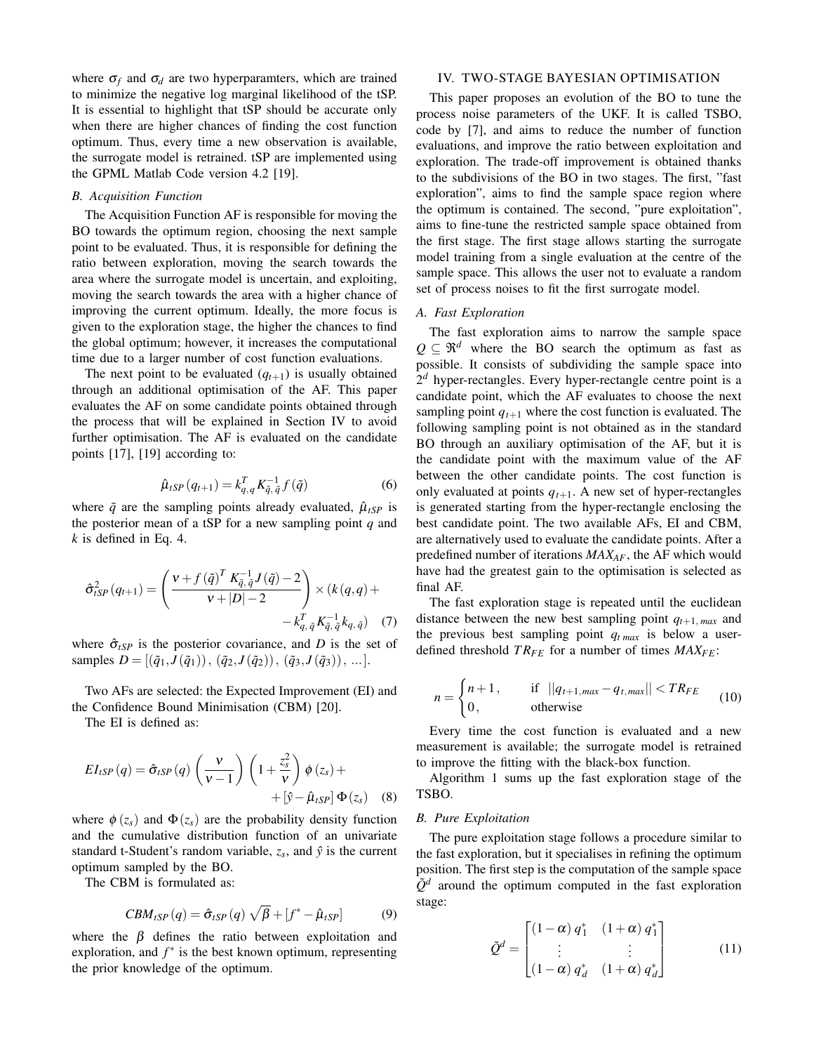where $\sigma_f$ and $\sigma_d$ are two hyperparamters, which are trained to minimize the negative log marginal likelihood of the tSP. It is essential to highlight that tSP should be accurate only when there are higher chances of finding the cost function optimum. Thus, every time a new observation is available, the surrogate model is retrained. tSP are implemented using the GPML Matlab Code version 4.2 [19].

### B. Acquisition Function

The Acquisition Function AF is responsible for moving the BO towards the optimum region, choosing the next sample point to be evaluated. Thus, it is responsible for defining the ratio between exploration, moving the search towards the area where the surrogate model is uncertain, and exploiting, moving the search towards the area with a higher chance of improving the current optimum. Ideally, the more focus is given to the exploration stage, the higher the chances to find the global optimum; however, it increases the computational time due to a larger number of cost function evaluations.

The next point to be evaluated ($q_{t+1}$) is usually obtained through an additional optimisation of the AF. This paper evaluates the AF on some candidate points obtained through the process that will be explained in Section IV to avoid further optimisation. The AF is evaluated on the candidate points [17], [19] according to:

$$\hat{\mu}_{tSP}(q_{t+1}) = k_{q,q}^T K_{\tilde{q},\tilde{q}}^{-1} f(\tilde{q}) \tag{6}$$

where $\tilde{q}$ are the sampling points already evaluated, $\hat{\mu}_{tSP}$ is the posterior mean of a tSP for a new sampling point $q$ and $k$ is defined in Eq. 4.

$$\hat{\sigma}_{tSP}^2(q_{t+1}) = \left( \frac{\nu + f(\tilde{q})^T K_{\tilde{q},\tilde{q}}^{-1} J(\tilde{q}) - 2}{\nu + |D| - 2} \right) \times (k(q,q) + - k_{q,\tilde{q}}^T K_{\tilde{q},\tilde{q}}^{-1} k_{q,\tilde{q}}) \tag{7}$$

where $\hat{\sigma}_{tSP}$ is the posterior covariance, and $D$ is the set of samples $D = [(\tilde{q}_1, J(\tilde{q}_1)), (\tilde{q}_2, J(\tilde{q}_2)), (\tilde{q}_3, J(\tilde{q}_3)), \ldots]$.

Two AFs are selected: the Expected Improvement (EI) and the Confidence Bound Minimisation (CBM) [20].

The EI is defined as:

$$EI_{tSP}(q) = \hat{\sigma}_{tSP}(q) \left( \frac{\nu}{\nu - 1} \right) \left( 1 + \frac{z_s^2}{\nu} \right) \phi(z_s) + + [\hat{y} - \hat{\mu}_{tSP}] \Phi(z_s) \tag{8}$$

where $\phi(z_s)$ and $\Phi(z_s)$ are the probability density function and the cumulative distribution function of an univariate standard t-Student's random variable, $z_s$, and $\hat{y}$ is the current optimum sampled by the BO.

The CBM is formulated as:

$$CBM_{tSP}(q) = \hat{\sigma}_{tSP}(q) \sqrt{\beta} + [f^* - \hat{\mu}_{tSP}] \tag{9}$$

where the $\beta$ defines the ratio between exploitation and exploration, and $f^*$ is the best known optimum, representing the prior knowledge of the optimum.

## IV. TWO-STAGE BAYESIAN OPTIMISATION

This paper proposes an evolution of the BO to tune the process noise parameters of the UKF. It is called TSBO, code by [7], and aims to reduce the number of function evaluations, and improve the ratio between exploitation and exploration. The trade-off improvement is obtained thanks to the subdivisions of the BO in two stages. The first, "fast exploration", aims to find the sample space region where the optimum is contained. The second, "pure exploitation", aims to fine-tune the restricted sample space obtained from the first stage. The first stage allows starting the surrogate model training from a single evaluation at the centre of the sample space. This allows the user not to evaluate a random set of process noises to fit the first surrogate model.

### A. Fast Exploration

The fast exploration aims to narrow the sample space $Q \subseteq \Re^d$ where the BO search the optimum as fast as possible. It consists of subdividing the sample space into $2^d$ hyper-rectangles. Every hyper-rectangle centre point is a candidate point, which the AF evaluates to choose the next sampling point $q_{t+1}$ where the cost function is evaluated. The following sampling point is not obtained as in the standard BO through an auxiliary optimisation of the AF, but it is the candidate point with the maximum value of the AF between the other candidate points. The cost function is only evaluated at points $q_{t+1}$. A new set of hyper-rectangles is generated starting from the hyper-rectangle enclosing the best candidate point. The two available AFs, EI and CBM, are alternatively used to evaluate the candidate points. After a predefined number of iterations $MAX_{AF}$, the AF which would have had the greatest gain to the optimisation is selected as final AF.

The fast exploration stage is repeated until the euclidean distance between the new best sampling point $q_{t+1,\,max}$ and the previous best sampling point $q_{t\,max}$ is below a user-defined threshold $TR_{FE}$ for a number of times $MAX_{FE}$:

$$n = \begin{cases} n+1, & \text{if } \ ||q_{t+1,max} - q_{t,max}|| < TR_{FE} \\ 0, & \text{otherwise} \end{cases} \tag{10}$$

Every time the cost function is evaluated and a new measurement is available; the surrogate model is retrained to improve the fitting with the black-box function.

Algorithm 1 sums up the fast exploration stage of the TSBO.

### B. Pure Exploitation

The pure exploitation stage follows a procedure similar to the fast exploration, but it specialises in refining the optimum position. The first step is the computation of the sample space $\tilde{Q}^d$ around the optimum computed in the fast exploration stage:

$$\tilde{Q}^d = \begin{bmatrix} (1-\alpha)\, q_1^* & (1+\alpha)\, q_1^* \\ \vdots & \vdots \\ (1-\alpha)\, q_d^* & (1+\alpha)\, q_d^* \end{bmatrix} \tag{11}$$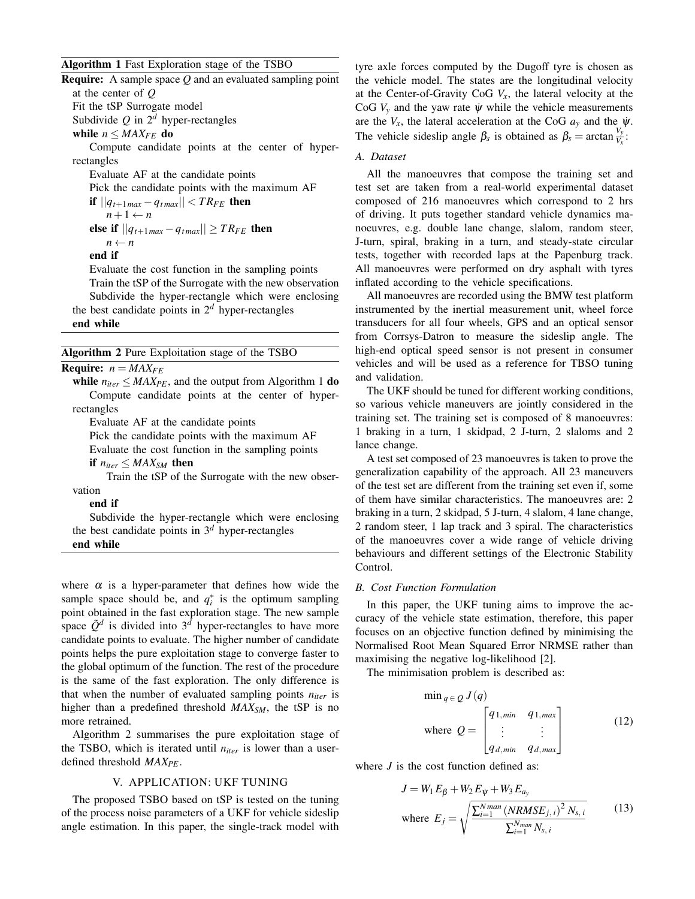**Algorithm 1** Fast Exploration stage of the TSBO

**Require:** A sample space $Q$ and an evaluated sampling point at the center of $Q$

Fit the tSP Surrogate model

Subdivide $Q$ in $2^d$ hyper-rectangles

**while** $n \leq MAX_{FE}$ **do**

  Compute candidate points at the center of hyper-rectangles

  Evaluate AF at the candidate points

  Pick the candidate points with the maximum AF

  **if** $||q_{t+1\,max} - q_{t\,max}|| < TR_{FE}$ **then**

    $n+1 \leftarrow n$

  **else if** $||q_{t+1\,max} - q_{t\,max}|| \geq TR_{FE}$ **then**

    $n \leftarrow n$

  **end if**

  Evaluate the cost function in the sampling points

  Train the tSP of the Surrogate with the new observation

  Subdivide the hyper-rectangle which were enclosing the best candidate points in $2^d$ hyper-rectangles

**end while**

**Algorithm 2** Pure Exploitation stage of the TSBO

**Require:** $n = MAX_{FE}$

**while** $n_{iter} \leq MAX_{PE}$, and the output from Algorithm 1 **do**

  Compute candidate points at the center of hyper-rectangles

  Evaluate AF at the candidate points

  Pick the candidate points with the maximum AF

  Evaluate the cost function in the sampling points

  **if** $n_{iter} \leq MAX_{SM}$ **then**

    Train the tSP of the Surrogate with the new observation

  **end if**

  Subdivide the hyper-rectangle which were enclosing the best candidate points in $3^d$ hyper-rectangles

**end while**

where $\alpha$ is a hyper-parameter that defines how wide the sample space should be, and $q_i^*$ is the optimum sampling point obtained in the fast exploration stage. The new sample space $\tilde{Q}^d$ is divided into $3^d$ hyper-rectangles to have more candidate points to evaluate. The higher number of candidate points helps the pure exploitation stage to converge faster to the global optimum of the function. The rest of the procedure is the same of the fast exploration. The only difference is that when the number of evaluated sampling points $n_{iter}$ is higher than a predefined threshold $MAX_{SM}$, the tSP is no more retrained.

Algorithm 2 summarises the pure exploitation stage of the TSBO, which is iterated until $n_{iter}$ is lower than a user-defined threshold $MAX_{PE}$.

## V. APPLICATION: UKF TUNING

The proposed TSBO based on tSP is tested on the tuning of the process noise parameters of a UKF for vehicle sideslip angle estimation. In this paper, the single-track model with tyre axle forces computed by the Dugoff tyre is chosen as the vehicle model. The states are the longitudinal velocity at the Center-of-Gravity CoG $V_x$, the lateral velocity at the CoG $V_y$ and the yaw rate $\dot{\psi}$ while the vehicle measurements are the $V_x$, the lateral acceleration at the CoG $a_y$ and the $\dot{\psi}$. The vehicle sideslip angle $\beta_s$ is obtained as $\beta_s = \arctan \frac{V_y}{V_x}$:

### A. Dataset

All the manoeuvres that compose the training set and test set are taken from a real-world experimental dataset composed of 216 manoeuvres which correspond to 2 hrs of driving. It puts together standard vehicle dynamics manoeuvres, e.g. double lane change, slalom, random steer, J-turn, spiral, braking in a turn, and steady-state circular tests, together with recorded laps at the Papenburg track. All manoeuvres were performed on dry asphalt with tyres inflated according to the vehicle specifications.

All manoeuvres are recorded using the BMW test platform instrumented by the inertial measurement unit, wheel force transducers for all four wheels, GPS and an optical sensor from Corrsys-Datron to measure the sideslip angle. The high-end optical speed sensor is not present in consumer vehicles and will be used as a reference for TBSO tuning and validation.

The UKF should be tuned for different working conditions, so various vehicle maneuvers are jointly considered in the training set. The training set is composed of 8 manoeuvres: 1 braking in a turn, 1 skidpad, 2 J-turn, 2 slaloms and 2 lance change.

A test set composed of 23 manoeuvres is taken to prove the generalization capability of the approach. All 23 maneuvers of the test set are different from the training set even if, some of them have similar characteristics. The manoeuvres are: 2 braking in a turn, 2 skidpad, 5 J-turn, 4 slalom, 4 lane change, 2 random steer, 1 lap track and 3 spiral. The characteristics of the manoeuvres cover a wide range of vehicle driving behaviours and different settings of the Electronic Stability Control.

### B. Cost Function Formulation

In this paper, the UKF tuning aims to improve the accuracy of the vehicle state estimation, therefore, this paper focuses on an objective function defined by minimising the Normalised Root Mean Squared Error NRMSE rather than maximising the negative log-likelihood [2].

The minimisation problem is described as:

$$
\min_{q \in Q} J(q)
\quad \text{where } Q = \begin{bmatrix} q_{1,min} & q_{1,max} \\ \vdots & \vdots \\ q_{d,min} & q_{d,max} \end{bmatrix} \tag{12}
$$

where $J$ is the cost function defined as:

$$
J = W_1 E_\beta + W_2 E_\psi + W_3 E_{a_y}
\quad \text{where } E_j = \sqrt{\frac{\sum_{i=1}^{N_{man}} \left(NRMSE_{j,\,i}\right)^2 N_{s,\,i}}{\sum_{i=1}^{N_{man}} N_{s,\,i}}} \tag{13}
$$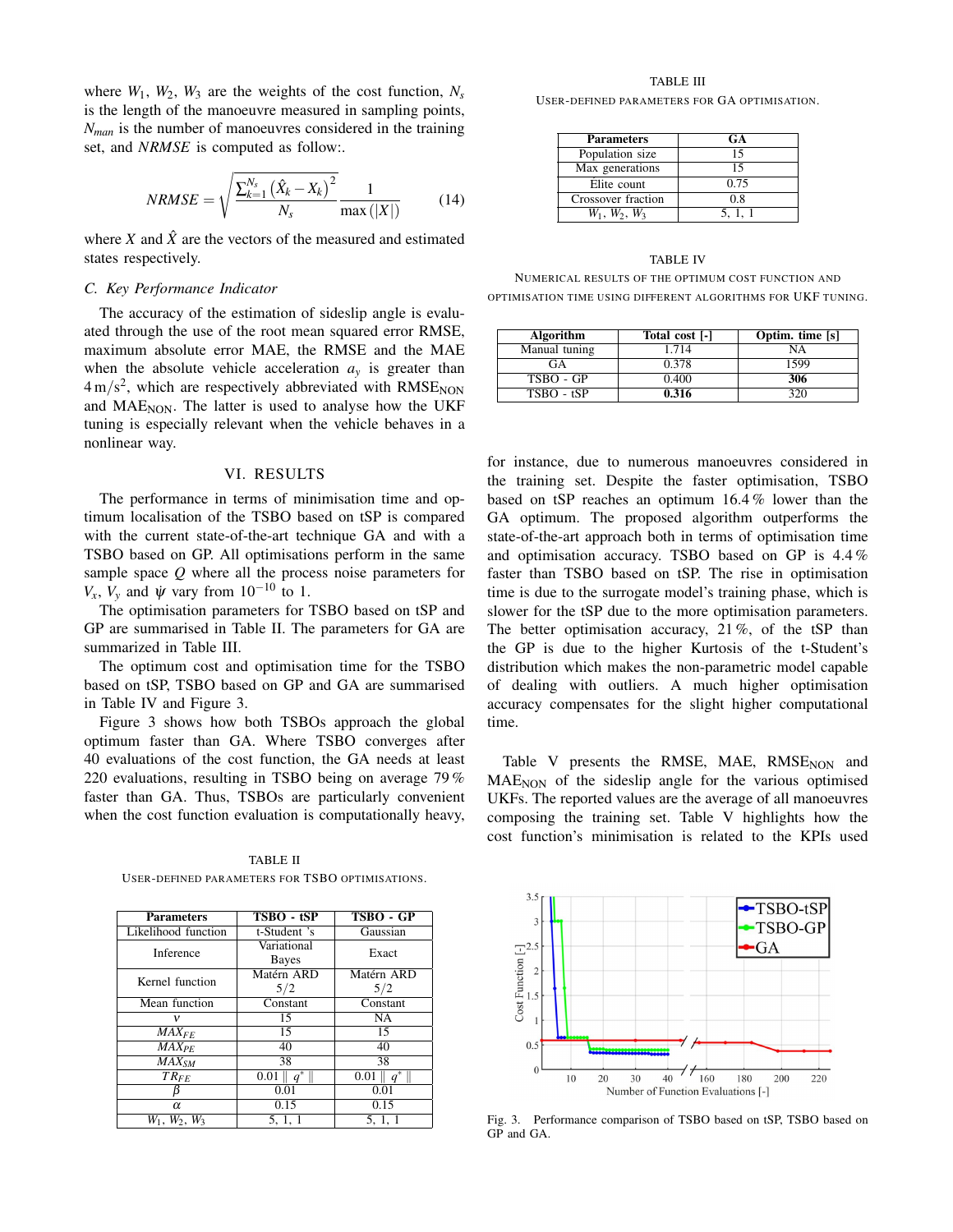where $W_1$, $W_2$, $W_3$ are the weights of the cost function, $N_s$ is the length of the manoeuvre measured in sampling points, $N_{man}$ is the number of manoeuvres considered in the training set, and $NRMSE$ is computed as follow:.

$$NRMSE = \sqrt{\frac{\sum_{k=1}^{N_s} \left(\hat{X}_k - X_k\right)^2}{N_s}} \frac{1}{\max\left(|X|\right)} \tag{14}$$

where $X$ and $\hat{X}$ are the vectors of the measured and estimated states respectively.

### C. Key Performance Indicator

The accuracy of the estimation of sideslip angle is evaluated through the use of the root mean squared error RMSE, maximum absolute error MAE, and the RMSE and the MAE when the absolute vehicle acceleration $a_y$ is greater than $4\,\mathrm{m/s}^2$, which are respectively abbreviated with $\mathrm{RMSE_{NON}}$ and $\mathrm{MAE_{NON}}$. The latter is used to analyse how the UKF tuning is especially relevant when the vehicle behaves in a nonlinear way.

## VI. RESULTS

The performance in terms of minimisation time and optimum localisation of the TSBO based on tSP is compared with the current state-of-the-art technique GA and with a TSBO based on GP. All optimisations perform in the same sample space $Q$ where all the process noise parameters for $V_x$, $V_y$ and $\psi$ vary from $10^{-10}$ to 1.

The optimisation parameters for TSBO based on tSP and GP are summarised in Table II. The parameters for GA are summarized in Table III.

The optimum cost and optimisation time for the TSBO based on tSP, TSBO based on GP and GA are summarised in Table IV and Figure 3.

Figure 3 shows how both TSBOs approach the global optimum faster than GA. Where TSBO converges after 40 evaluations of the cost function, the GA needs at least 220 evaluations, resulting in TSBO being on average 79 % faster than GA. Thus, TSBOs are particularly convenient when the cost function evaluation is computationally heavy, for instance, due to numerous manoeuvres considered in the training set. Despite the faster optimisation, TSBO based on tSP reaches an optimum 16.4 % lower than the GA optimum. The proposed algorithm outperforms the state-of-the-art approach both in terms of optimisation time and optimisation accuracy. TSBO based on GP is 4.4 % faster than TSBO based on tSP. The rise in optimisation time is due to the surrogate model's training phase, which is slower for the tSP due to the more optimisation parameters. The better optimisation accuracy, 21 %, of the tSP than the GP is due to the higher Kurtosis of the t-Student's distribution which makes the non-parametric model capable of dealing with outliers. A much higher optimisation accuracy compensates for the slight higher computational time.

Table V presents the RMSE, MAE, $\mathrm{RMSE_{NON}}$ and $\mathrm{MAE_{NON}}$ of the sideslip angle for the various optimised UKFs. The reported values are the average of all manoeuvres composing the training set. Table V highlights how the cost function's minimisation is related to the KPIs used

TABLE II

USER-DEFINED PARAMETERS FOR TSBO OPTIMISATIONS.

| Parameters | TSBO - tSP | TSBO - GP |
|---|---|---|
| Likelihood function | t-Student 's | Gaussian |
| Inference | Variational Bayes | Exact |
| Kernel function | Matérn ARD 5/2 | Matérn ARD 5/2 |
| Mean function | Constant | Constant |
| $\nu$ | 15 | NA |
| $MAX_{FE}$ | 15 | 15 |
| $MAX_{PE}$ | 40 | 40 |
| $MAX_{SM}$ | 38 | 38 |
| $TR_{FE}$ | $0.01 \parallel q^* \parallel$ | $0.01 \parallel q^* \parallel$ |
| $\beta$ | 0.01 | 0.01 |
| $\alpha$ | 0.15 | 0.15 |
| $W_1$, $W_2$, $W_3$ | 5, 1, 1 | 5, 1, 1 |

TABLE III

USER-DEFINED PARAMETERS FOR GA OPTIMISATION.

| Parameters | GA |
|---|---|
| Population size | 15 |
| Max generations | 15 |
| Elite count | 0.75 |
| Crossover fraction | 0.8 |
| $W_1$, $W_2$, $W_3$ | 5, 1, 1 |

TABLE IV

NUMERICAL RESULTS OF THE OPTIMUM COST FUNCTION AND OPTIMISATION TIME USING DIFFERENT ALGORITHMS FOR UKF TUNING.

| Algorithm | Total cost [-] | Optim. time [s] |
|---|---|---|
| Manual tuning | 1.714 | NA |
| GA | 0.378 | 1599 |
| TSBO - GP | 0.400 | **306** |
| TSBO - tSP | **0.316** | 320 |

Fig. 3. Performance comparison of TSBO based on tSP, TSBO based on GP and GA.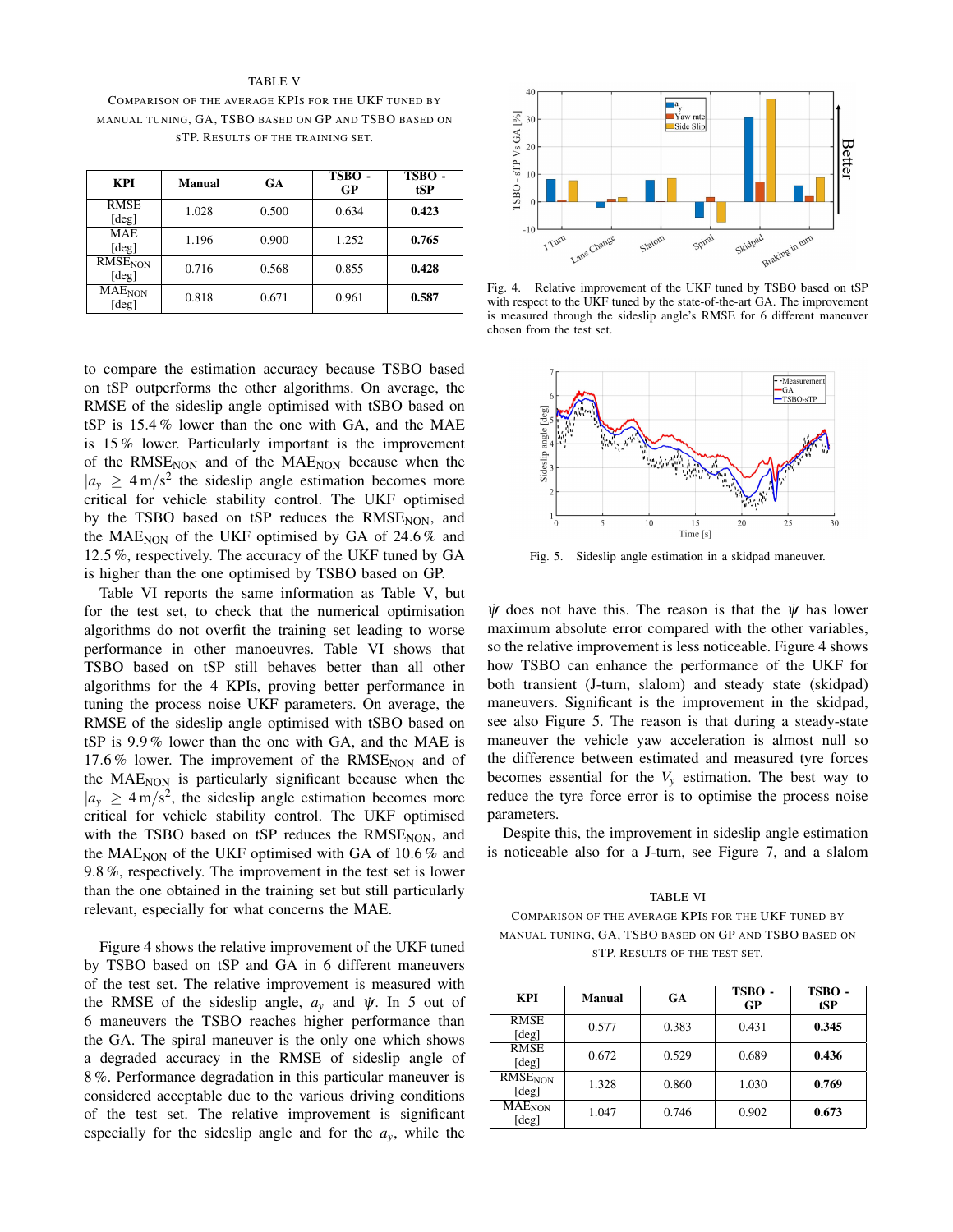TABLE V

COMPARISON OF THE AVERAGE KPIS FOR THE UKF TUNED BY MANUAL TUNING, GA, TSBO BASED ON GP AND TSBO BASED ON STP. RESULTS OF THE TRAINING SET.

| KPI | Manual | GA | TSBO - GP | TSBO - tSP |
|---|---|---|---|---|
| RMSE [deg] | 1.028 | 0.500 | 0.634 | **0.423** |
| MAE [deg] | 1.196 | 0.900 | 1.252 | **0.765** |
| $RMSE_{NON}$ [deg] | 0.716 | 0.568 | 0.855 | **0.428** |
| $MAE_{NON}$ [deg] | 0.818 | 0.671 | 0.961 | **0.587** |

to compare the estimation accuracy because TSBO based on tSP outperforms the other algorithms. On average, the RMSE of the sideslip angle optimised with tSBO based on tSP is 15.4 % lower than the one with GA, and the MAE is 15 % lower. Particularly important is the improvement of the $RMSE_{NON}$ and of the $MAE_{NON}$ because when the $|a_y| \geq 4\,\mathrm{m/s^2}$ the sideslip angle estimation becomes more critical for vehicle stability control. The UKF optimised by the TSBO based on tSP reduces the $RMSE_{NON}$, and the $MAE_{NON}$ of the UKF optimised by GA of 24.6 % and 12.5 %, respectively. The accuracy of the UKF tuned by GA is higher than the one optimised by TSBO based on GP.

Table VI reports the same information as Table V, but for the test set, to check that the numerical optimisation algorithms do not overfit the training set leading to worse performance in other manoeuvres. Table VI shows that TSBO based on tSP still behaves better than all other algorithms for the 4 KPIs, proving better performance in tuning the process noise UKF parameters. On average, the RMSE of the sideslip angle optimised with tSBO based on tSP is 9.9 % lower than the one with GA, and the MAE is 17.6 % lower. The improvement of the $RMSE_{NON}$ and of the $MAE_{NON}$ is particularly significant because when the $|a_y| \geq 4\,\mathrm{m/s^2}$, the sideslip angle estimation becomes more critical for vehicle stability control. The UKF optimised with the TSBO based on tSP reduces the $RMSE_{NON}$, and the $MAE_{NON}$ of the UKF optimised with GA of 10.6 % and 9.8 %, respectively. The improvement in the test set is lower than the one obtained in the training set but still particularly relevant, especially for what concerns the MAE.

Figure 4 shows the relative improvement of the UKF tuned by TSBO based on tSP and GA in 6 different maneuvers of the test set. The relative improvement is measured with the RMSE of the sideslip angle, $a_y$ and $\dot{\psi}$. In 5 out of 6 maneuvers the TSBO reaches higher performance than the GA. The spiral maneuver is the only one which shows a degraded accuracy in the RMSE of sideslip angle of 8 %. Performance degradation in this particular maneuver is considered acceptable due to the various driving conditions of the test set. The relative improvement is significant especially for the sideslip angle and for the $a_y$, while the $\dot{\psi}$ does not have this. The reason is that the $\dot{\psi}$ has lower maximum absolute error compared with the other variables, so the relative improvement is less noticeable. Figure 4 shows how TSBO can enhance the performance of the UKF for both transient (J-turn, slalom) and steady state (skidpad) maneuvers. Significant is the improvement in the skidpad, see also Figure 5. The reason is that during a steady-state maneuver the vehicle yaw acceleration is almost null so the difference between estimated and measured tyre forces becomes essential for the $V_y$ estimation. The best way to reduce the tyre force error is to optimise the process noise parameters.

Fig. 4. Relative improvement of the UKF tuned by TSBO based on tSP with respect to the UKF tuned by the state-of-the-art GA. The improvement is measured through the sideslip angle's RMSE for 6 different maneuver chosen from the test set.

Fig. 5. Sideslip angle estimation in a skidpad maneuver.

Despite this, the improvement in sideslip angle estimation is noticeable also for a J-turn, see Figure 7, and a slalom

TABLE VI

COMPARISON OF THE AVERAGE KPIS FOR THE UKF TUNED BY MANUAL TUNING, GA, TSBO BASED ON GP AND TSBO BASED ON STP. RESULTS OF THE TEST SET.

| KPI | Manual | GA | TSBO - GP | TSBO - tSP |
|---|---|---|---|---|
| RMSE [deg] | 0.577 | 0.383 | 0.431 | **0.345** |
| RMSE [deg] | 0.672 | 0.529 | 0.689 | **0.436** |
| $RMSE_{NON}$ [deg] | 1.328 | 0.860 | 1.030 | **0.769** |
| $MAE_{NON}$ [deg] | 1.047 | 0.746 | 0.902 | **0.673** |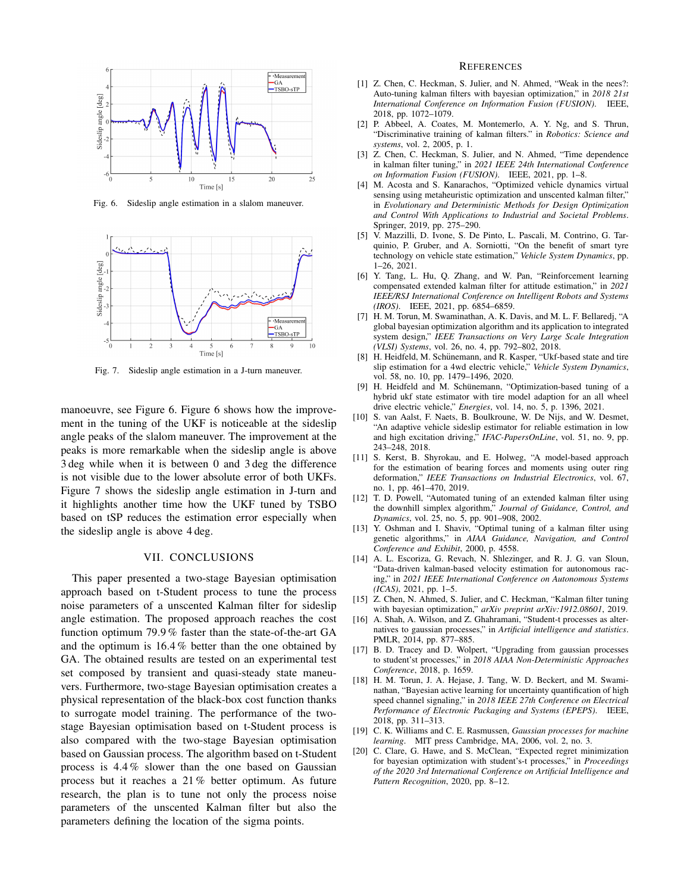6
4
2
0
-2
-4
-6

Sideslip angle [deg]

0 5 10 15 20 25

Time [s]

Measurement
GA
TSBO-sTP

Fig. 6. Sideslip angle estimation in a slalom maneuver.

1
0
-1
-2
-3
-4
-5

Sideslip angle [deg]

0 1 2 3 4 5 6 7 8 9 10

Time [s]

Measurement
GA
TSBO-sTP

Fig. 7. Sideslip angle estimation in a J-turn maneuver.

manoeuvre, see Figure 6. Figure 6 shows how the improvement in the tuning of the UKF is noticeable at the sideslip angle peaks of the slalom maneuver. The improvement at the peaks is more remarkable when the sideslip angle is above 3 deg while when it is between 0 and 3 deg the difference is not visible due to the lower absolute error of both UKFs. Figure 7 shows the sideslip angle estimation in J-turn and it highlights another time how the UKF tuned by TSBO based on tSP reduces the estimation error especially when the sideslip angle is above 4 deg.

## VII. CONCLUSIONS

This paper presented a two-stage Bayesian optimisation approach based on t-Student process to tune the process noise parameters of a unscented Kalman filter for sideslip angle estimation. The proposed approach reaches the cost function optimum 79.9 % faster than the state-of-the-art GA and the optimum is 16.4 % better than the one obtained by GA. The obtained results are tested on an experimental test set composed by transient and quasi-steady state maneuvers. Furthermore, two-stage Bayesian optimisation creates a physical representation of the black-box cost function thanks to surrogate model training. The performance of the two-stage Bayesian optimisation based on t-Student process is also compared with the two-stage Bayesian optimisation based on Gaussian process. The algorithm based on t-Student process is 4.4 % slower than the one based on Gaussian process but it reaches a 21 % better optimum. As future research, the plan is to tune not only the process noise parameters of the unscented Kalman filter but also the parameters defining the location of the sigma points.

## REFERENCES

[1] Z. Chen, C. Heckman, S. Julier, and N. Ahmed, "Weak in the nees?: Auto-tuning kalman filters with bayesian optimization," in *2018 21st International Conference on Information Fusion (FUSION)*. IEEE, 2018, pp. 1072–1079.

[2] P. Abbeel, A. Coates, M. Montemerlo, A. Y. Ng, and S. Thrun, "Discriminative training of kalman filters." in *Robotics: Science and systems*, vol. 2, 2005, p. 1.

[3] Z. Chen, C. Heckman, S. Julier, and N. Ahmed, "Time dependence in kalman filter tuning," in *2021 IEEE 24th International Conference on Information Fusion (FUSION)*. IEEE, 2021, pp. 1–8.

[4] M. Acosta and S. Kanarachos, "Optimized vehicle dynamics virtual sensing using metaheuristic optimization and unscented kalman filter," in *Evolutionary and Deterministic Methods for Design Optimization and Control With Applications to Industrial and Societal Problems*. Springer, 2019, pp. 275–290.

[5] V. Mazzilli, D. Ivone, S. De Pinto, L. Pascali, M. Contrino, G. Tarquinio, P. Gruber, and A. Sorniotti, "On the benefit of smart tyre technology on vehicle state estimation," *Vehicle System Dynamics*, pp. 1–26, 2021.

[6] Y. Tang, L. Hu, Q. Zhang, and W. Pan, "Reinforcement learning compensated extended kalman filter for attitude estimation," in *2021 IEEE/RSJ International Conference on Intelligent Robots and Systems (IROS)*. IEEE, 2021, pp. 6854–6859.

[7] H. M. Torun, M. Swaminathan, A. K. Davis, and M. L. F. Bellaredj, "A global bayesian optimization algorithm and its application to integrated system design," *IEEE Transactions on Very Large Scale Integration (VLSI) Systems*, vol. 26, no. 4, pp. 792–802, 2018.

[8] H. Heidfeld, M. Schünemann, and R. Kasper, "Ukf-based state and tire slip estimation for a 4wd electric vehicle," *Vehicle System Dynamics*, vol. 58, no. 10, pp. 1479–1496, 2020.

[9] H. Heidfeld and M. Schünemann, "Optimization-based tuning of a hybrid ukf state estimator with tire model adaption for an all wheel drive electric vehicle," *Energies*, vol. 14, no. 5, p. 1396, 2021.

[10] S. van Aalst, F. Naets, B. Boulkroune, W. De Nijs, and W. Desmet, "An adaptive vehicle sideslip estimator for reliable estimation in low and high excitation driving," *IFAC-PapersOnLine*, vol. 51, no. 9, pp. 243–248, 2018.

[11] S. Kerst, B. Shyrokau, and E. Holweg, "A model-based approach for the estimation of bearing forces and moments using outer ring deformation," *IEEE Transactions on Industrial Electronics*, vol. 67, no. 1, pp. 461–470, 2019.

[12] T. D. Powell, "Automated tuning of an extended kalman filter using the downhill simplex algorithm," *Journal of Guidance, Control, and Dynamics*, vol. 25, no. 5, pp. 901–908, 2002.

[13] Y. Oshman and I. Shaviv, "Optimal tuning of a kalman filter using genetic algorithms," in *AIAA Guidance, Navigation, and Control Conference and Exhibit*, 2000, p. 4558.

[14] A. L. Escoriza, G. Revach, N. Shlezinger, and R. J. G. van Sloun, "Data-driven kalman-based velocity estimation for autonomous racing," in *2021 IEEE International Conference on Autonomous Systems (ICAS)*, 2021, pp. 1–5.

[15] Z. Chen, N. Ahmed, S. Julier, and C. Heckman, "Kalman filter tuning with bayesian optimization," *arXiv preprint arXiv:1912.08601*, 2019.

[16] A. Shah, A. Wilson, and Z. Ghahramani, "Student-t processes as alternatives to gaussian processes," in *Artificial intelligence and statistics*. PMLR, 2014, pp. 877–885.

[17] B. D. Tracey and D. Wolpert, "Upgrading from gaussian processes to student'st processes," in *2018 AIAA Non-Deterministic Approaches Conference*, 2018, p. 1659.

[18] H. M. Torun, J. A. Hejase, J. Tang, W. D. Beckert, and M. Swaminathan, "Bayesian active learning for uncertainty quantification of high speed channel signaling," in *2018 IEEE 27th Conference on Electrical Performance of Electronic Packaging and Systems (EPEPS)*. IEEE, 2018, pp. 311–313.

[19] C. K. Williams and C. E. Rasmussen, *Gaussian processes for machine learning*. MIT press Cambridge, MA, 2006, vol. 2, no. 3.

[20] C. Clare, G. Hawe, and S. McClean, "Expected regret minimization for bayesian optimization with student's-t processes," in *Proceedings of the 2020 3rd International Conference on Artificial Intelligence and Pattern Recognition*, 2020, pp. 8–12.